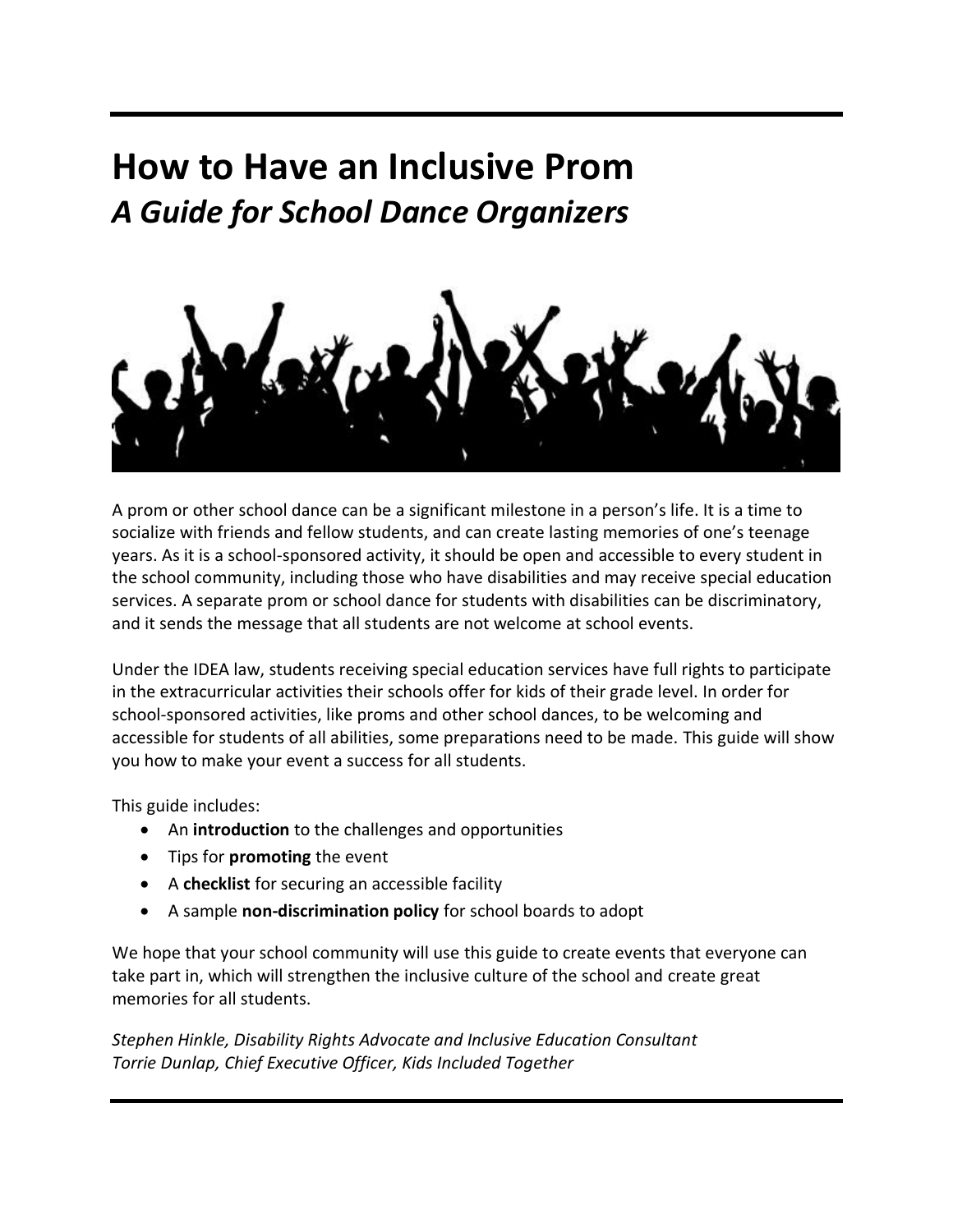# How to Have an Inclusive Prom

## *A Guide for School Dance Organizers*

A prom or other school dance can be a significant milestone in a person's life. It is a time to socialize with friends and fellow students, and can create lasting memories of one's teenage years. As it is a school-sponsored activity, it should be open and accessible to every student in the school community, including those who have disabilities and may receive special education services. A separate prom or school dance for students with disabilities can be discriminatory, and it sends the message that all students are not welcome at school events.

Under the IDEA law, students receiving special education services have full rights to participate in the extracurricular activities their schools offer for kids of their grade level. In order for school-sponsored activities, like proms and other school dances, to be welcoming and accessible for students of all abilities, some preparations need to be made. This guide will show you how to make your event a success for all students.

This guide includes:

- An **introduction** to the challenges and opportunities
- Tips for **promoting** the event
- A **checklist** for securing an accessible facility
- A sample **non-discrimination policy** for school boards to adopt

We hope that your school community will use this guide to create events that everyone can take part in, which will strengthen the inclusive culture of the school and create great memories for all students.

*Stephen Hinkle, Disability Rights Advocate and Inclusive Education Consultant*
*Torrie Dunlap, Chief Executive Officer, Kids Included Together*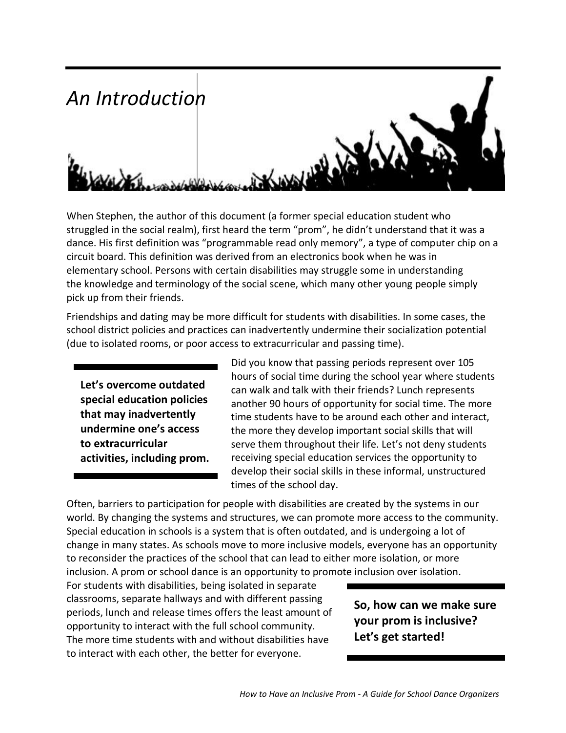# *An Introduction*

When Stephen, the author of this document (a former special education student who struggled in the social realm), first heard the term "prom", he didn't understand that it was a dance. His first definition was "programmable read only memory", a type of computer chip on a circuit board. This definition was derived from an electronics book when he was in elementary school. Persons with certain disabilities may struggle some in understanding the knowledge and terminology of the social scene, which many other young people simply pick up from their friends.

Friendships and dating may be more difficult for students with disabilities. In some cases, the school district policies and practices can inadvertently undermine their socialization potential (due to isolated rooms, or poor access to extracurricular and passing time).

**Let's overcome outdated special education policies that may inadvertently undermine one's access to extracurricular activities, including prom.**

Did you know that passing periods represent over 105 hours of social time during the school year where students can walk and talk with their friends? Lunch represents another 90 hours of opportunity for social time. The more time students have to be around each other and interact, the more they develop important social skills that will serve them throughout their life. Let's not deny students receiving special education services the opportunity to develop their social skills in these informal, unstructured times of the school day.

Often, barriers to participation for people with disabilities are created by the systems in our world. By changing the systems and structures, we can promote more access to the community. Special education in schools is a system that is often outdated, and is undergoing a lot of change in many states. As schools move to more inclusive models, everyone has an opportunity to reconsider the practices of the school that can lead to either more isolation, or more inclusion. A prom or school dance is an opportunity to promote inclusion over isolation.

For students with disabilities, being isolated in separate classrooms, separate hallways and with different passing periods, lunch and release times offers the least amount of opportunity to interact with the full school community. The more time students with and without disabilities have to interact with each other, the better for everyone.

**So, how can we make sure your prom is inclusive? Let's get started!**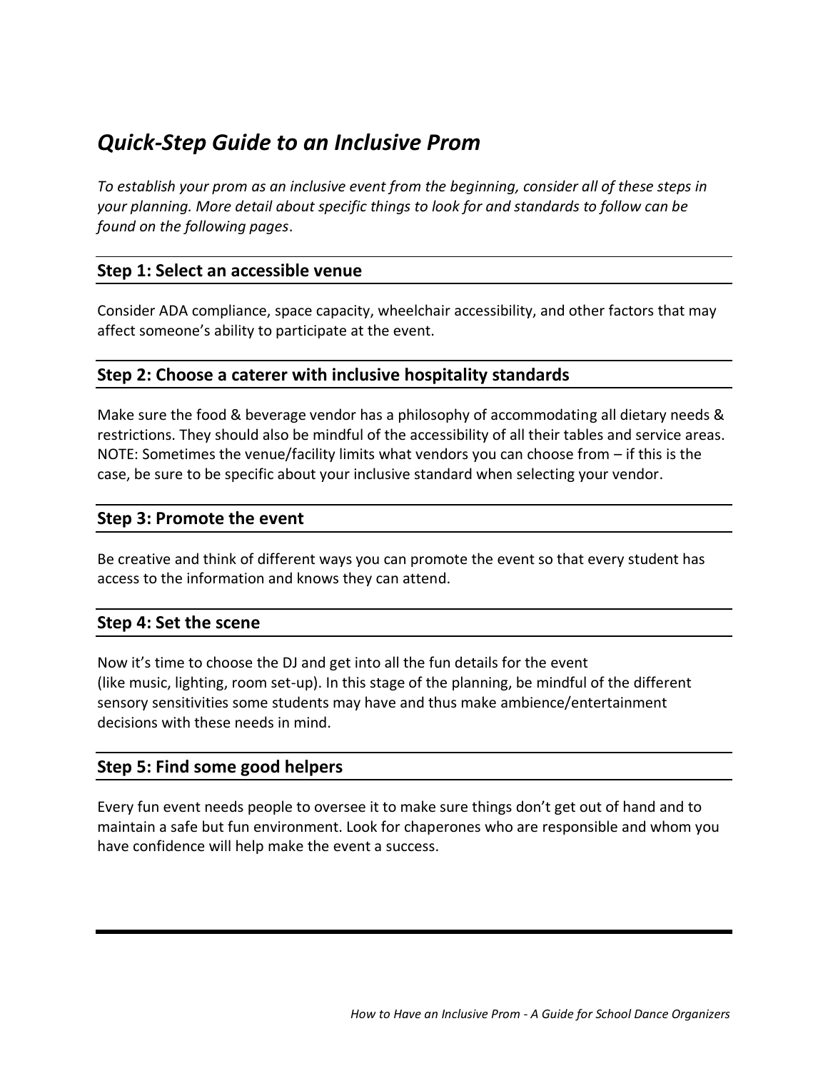# *Quick-Step Guide to an Inclusive Prom*

*To establish your prom as an inclusive event from the beginning, consider all of these steps in your planning. More detail about specific things to look for and standards to follow can be found on the following pages.*

## Step 1: Select an accessible venue

Consider ADA compliance, space capacity, wheelchair accessibility, and other factors that may affect someone's ability to participate at the event.

## Step 2: Choose a caterer with inclusive hospitality standards

Make sure the food & beverage vendor has a philosophy of accommodating all dietary needs & restrictions. They should also be mindful of the accessibility of all their tables and service areas. NOTE: Sometimes the venue/facility limits what vendors you can choose from – if this is the case, be sure to be specific about your inclusive standard when selecting your vendor.

## Step 3: Promote the event

Be creative and think of different ways you can promote the event so that every student has access to the information and knows they can attend.

## Step 4: Set the scene

Now it's time to choose the DJ and get into all the fun details for the event (like music, lighting, room set-up). In this stage of the planning, be mindful of the different sensory sensitivities some students may have and thus make ambience/entertainment decisions with these needs in mind.

## Step 5: Find some good helpers

Every fun event needs people to oversee it to make sure things don't get out of hand and to maintain a safe but fun environment. Look for chaperones who are responsible and whom you have confidence will help make the event a success.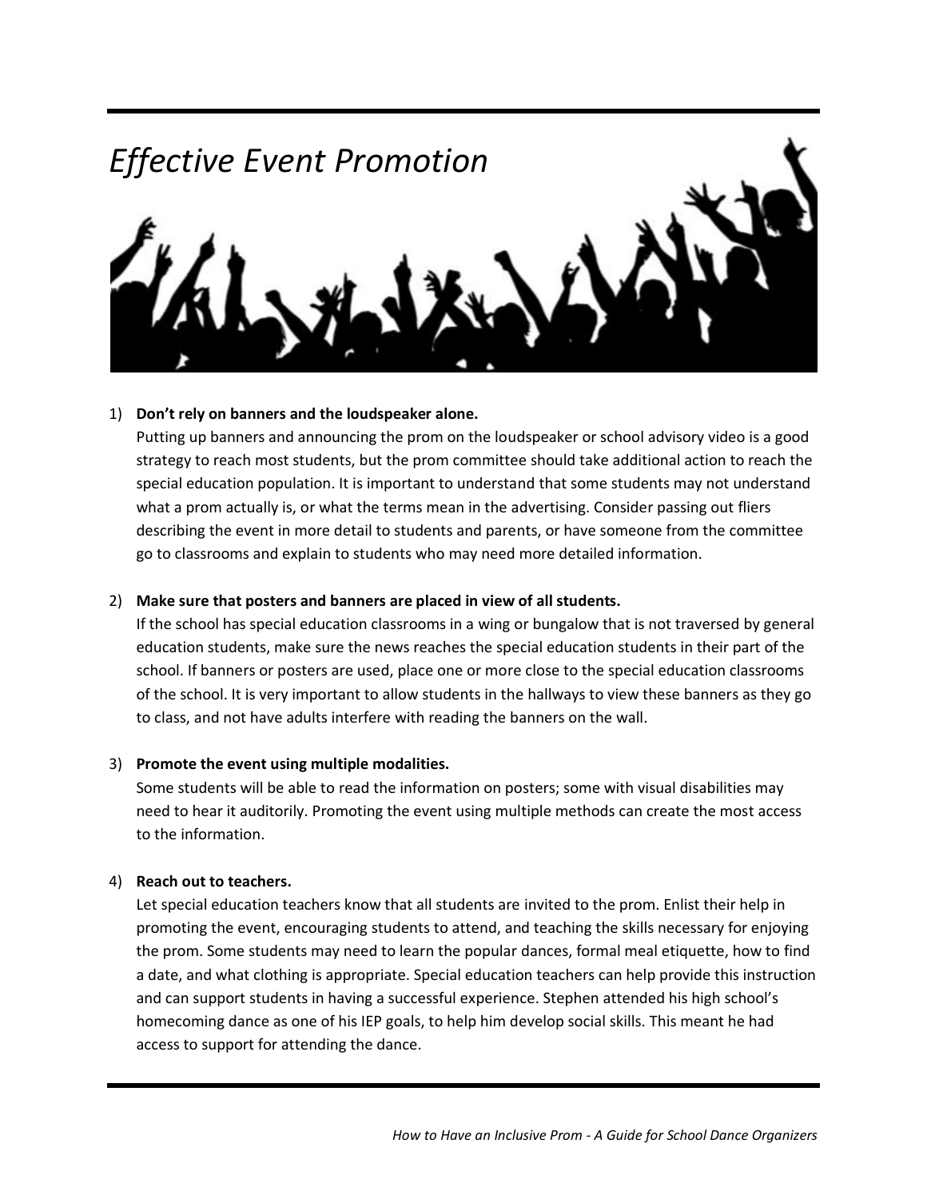# *Effective Event Promotion*

1) **Don't rely on banners and the loudspeaker alone.**
   Putting up banners and announcing the prom on the loudspeaker or school advisory video is a good strategy to reach most students, but the prom committee should take additional action to reach the special education population. It is important to understand that some students may not understand what a prom actually is, or what the terms mean in the advertising. Consider passing out fliers describing the event in more detail to students and parents, or have someone from the committee go to classrooms and explain to students who may need more detailed information.

2) **Make sure that posters and banners are placed in view of all students.**
   If the school has special education classrooms in a wing or bungalow that is not traversed by general education students, make sure the news reaches the special education students in their part of the school. If banners or posters are used, place one or more close to the special education classrooms of the school. It is very important to allow students in the hallways to view these banners as they go to class, and not have adults interfere with reading the banners on the wall.

3) **Promote the event using multiple modalities.**
   Some students will be able to read the information on posters; some with visual disabilities may need to hear it auditorily. Promoting the event using multiple methods can create the most access to the information.

4) **Reach out to teachers.**
   Let special education teachers know that all students are invited to the prom. Enlist their help in promoting the event, encouraging students to attend, and teaching the skills necessary for enjoying the prom. Some students may need to learn the popular dances, formal meal etiquette, how to find a date, and what clothing is appropriate. Special education teachers can help provide this instruction and can support students in having a successful experience. Stephen attended his high school's homecoming dance as one of his IEP goals, to help him develop social skills. This meant he had access to support for attending the dance.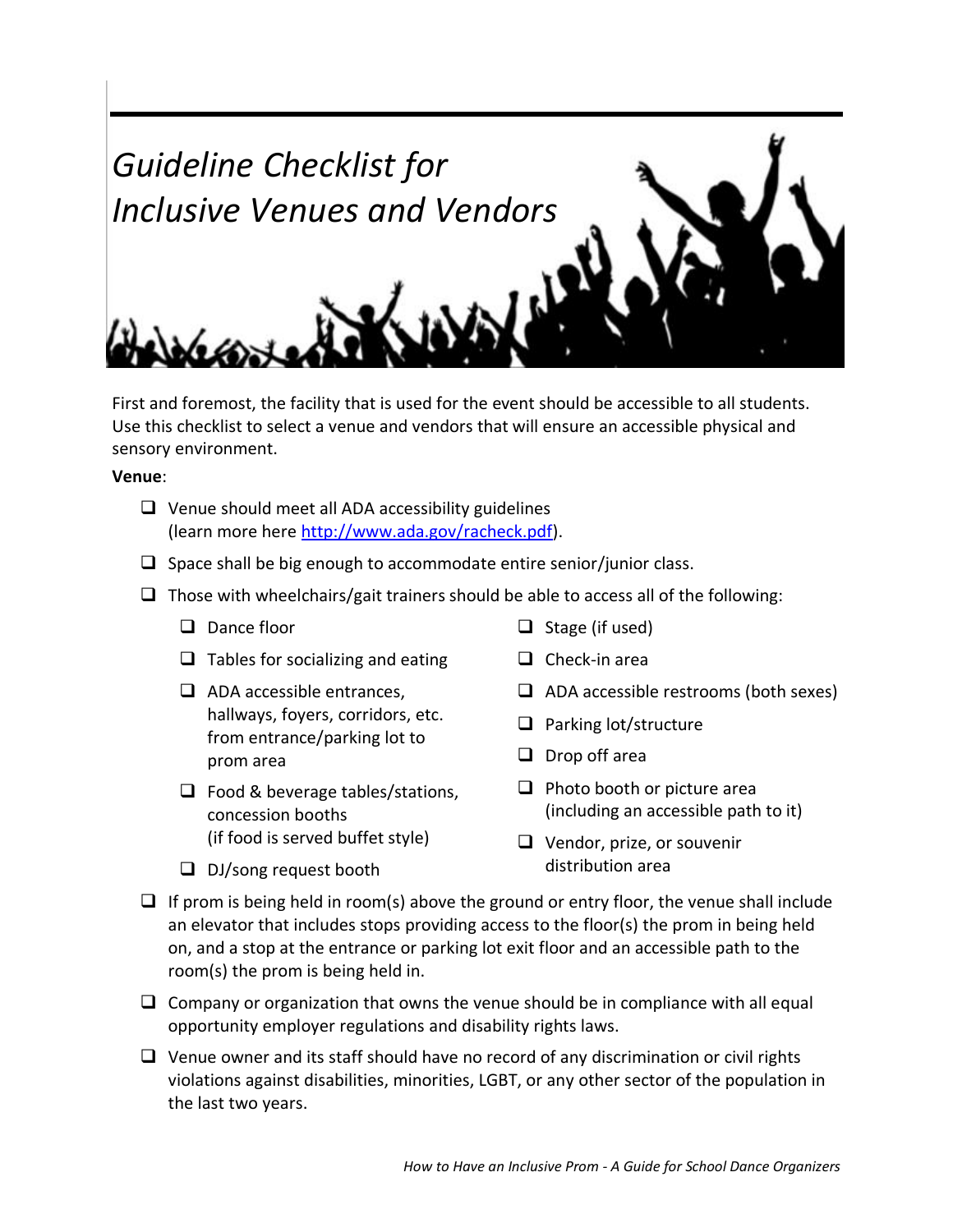# *Guideline Checklist for Inclusive Venues and Vendors*

First and foremost, the facility that is used for the event should be accessible to all students. Use this checklist to select a venue and vendors that will ensure an accessible physical and sensory environment.

**Venue**:

- ❑ Venue should meet all ADA accessibility guidelines (learn more here [http://www.ada.gov/racheck.pdf](http://www.ada.gov/racheck.pdf)).
- ❑ Space shall be big enough to accommodate entire senior/junior class.
- ❑ Those with wheelchairs/gait trainers should be able to access all of the following:
  - ❑ Dance floor
  - ❑ Tables for socializing and eating
  - ❑ ADA accessible entrances, hallways, foyers, corridors, etc. from entrance/parking lot to prom area
  - ❑ Food & beverage tables/stations, concession booths (if food is served buffet style)
  - ❑ DJ/song request booth
  - ❑ Stage (if used)
  - ❑ Check-in area
  - ❑ ADA accessible restrooms (both sexes)
  - ❑ Parking lot/structure
  - ❑ Drop off area
  - ❑ Photo booth or picture area (including an accessible path to it)
  - ❑ Vendor, prize, or souvenir distribution area
- ❑ If prom is being held in room(s) above the ground or entry floor, the venue shall include an elevator that includes stops providing access to the floor(s) the prom in being held on, and a stop at the entrance or parking lot exit floor and an accessible path to the room(s) the prom is being held in.
- ❑ Company or organization that owns the venue should be in compliance with all equal opportunity employer regulations and disability rights laws.
- ❑ Venue owner and its staff should have no record of any discrimination or civil rights violations against disabilities, minorities, LGBT, or any other sector of the population in the last two years.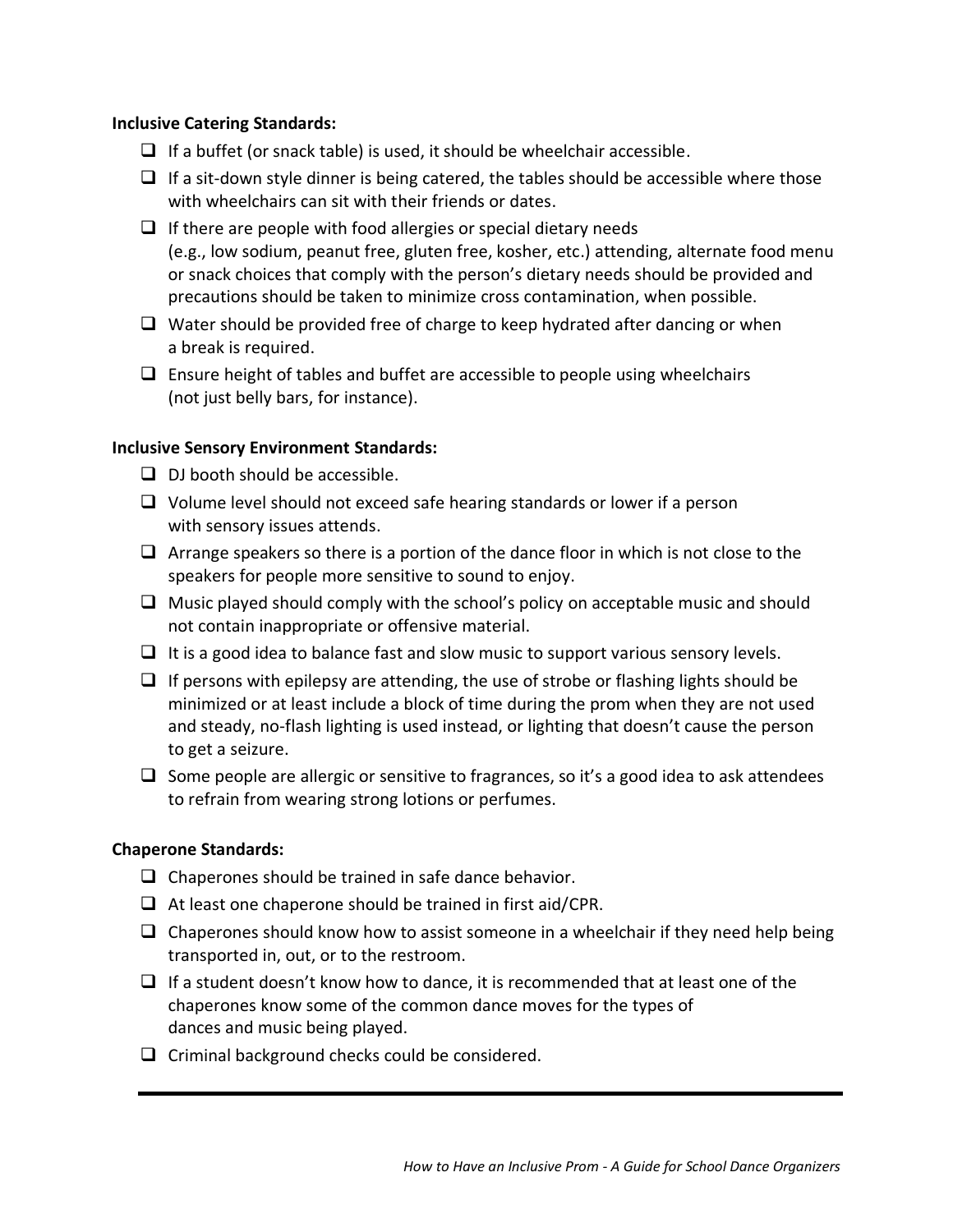**Inclusive Catering Standards:**

- [ ] If a buffet (or snack table) is used, it should be wheelchair accessible.
- [ ] If a sit-down style dinner is being catered, the tables should be accessible where those with wheelchairs can sit with their friends or dates.
- [ ] If there are people with food allergies or special dietary needs (e.g., low sodium, peanut free, gluten free, kosher, etc.) attending, alternate food menu or snack choices that comply with the person's dietary needs should be provided and precautions should be taken to minimize cross contamination, when possible.
- [ ] Water should be provided free of charge to keep hydrated after dancing or when a break is required.
- [ ] Ensure height of tables and buffet are accessible to people using wheelchairs (not just belly bars, for instance).

**Inclusive Sensory Environment Standards:**

- [ ] DJ booth should be accessible.
- [ ] Volume level should not exceed safe hearing standards or lower if a person with sensory issues attends.
- [ ] Arrange speakers so there is a portion of the dance floor in which is not close to the speakers for people more sensitive to sound to enjoy.
- [ ] Music played should comply with the school's policy on acceptable music and should not contain inappropriate or offensive material.
- [ ] It is a good idea to balance fast and slow music to support various sensory levels.
- [ ] If persons with epilepsy are attending, the use of strobe or flashing lights should be minimized or at least include a block of time during the prom when they are not used and steady, no-flash lighting is used instead, or lighting that doesn't cause the person to get a seizure.
- [ ] Some people are allergic or sensitive to fragrances, so it's a good idea to ask attendees to refrain from wearing strong lotions or perfumes.

**Chaperone Standards:**

- [ ] Chaperones should be trained in safe dance behavior.
- [ ] At least one chaperone should be trained in first aid/CPR.
- [ ] Chaperones should know how to assist someone in a wheelchair if they need help being transported in, out, or to the restroom.
- [ ] If a student doesn't know how to dance, it is recommended that at least one of the chaperones know some of the common dance moves for the types of dances and music being played.
- [ ] Criminal background checks could be considered.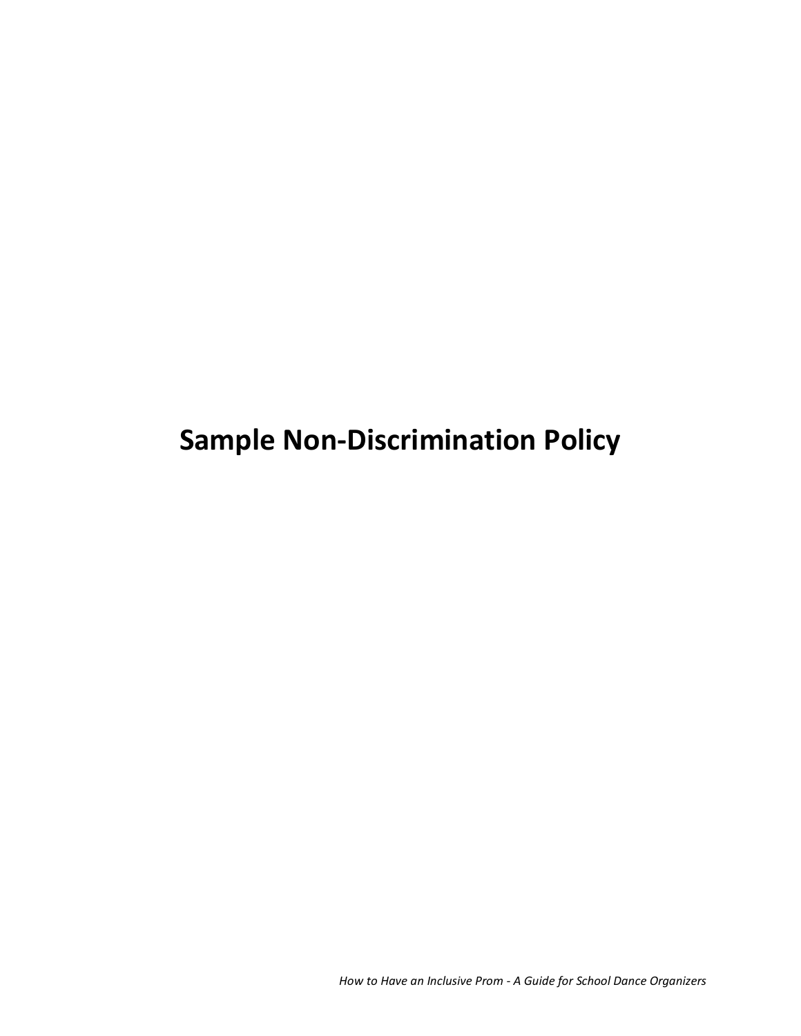# Sample Non-Discrimination Policy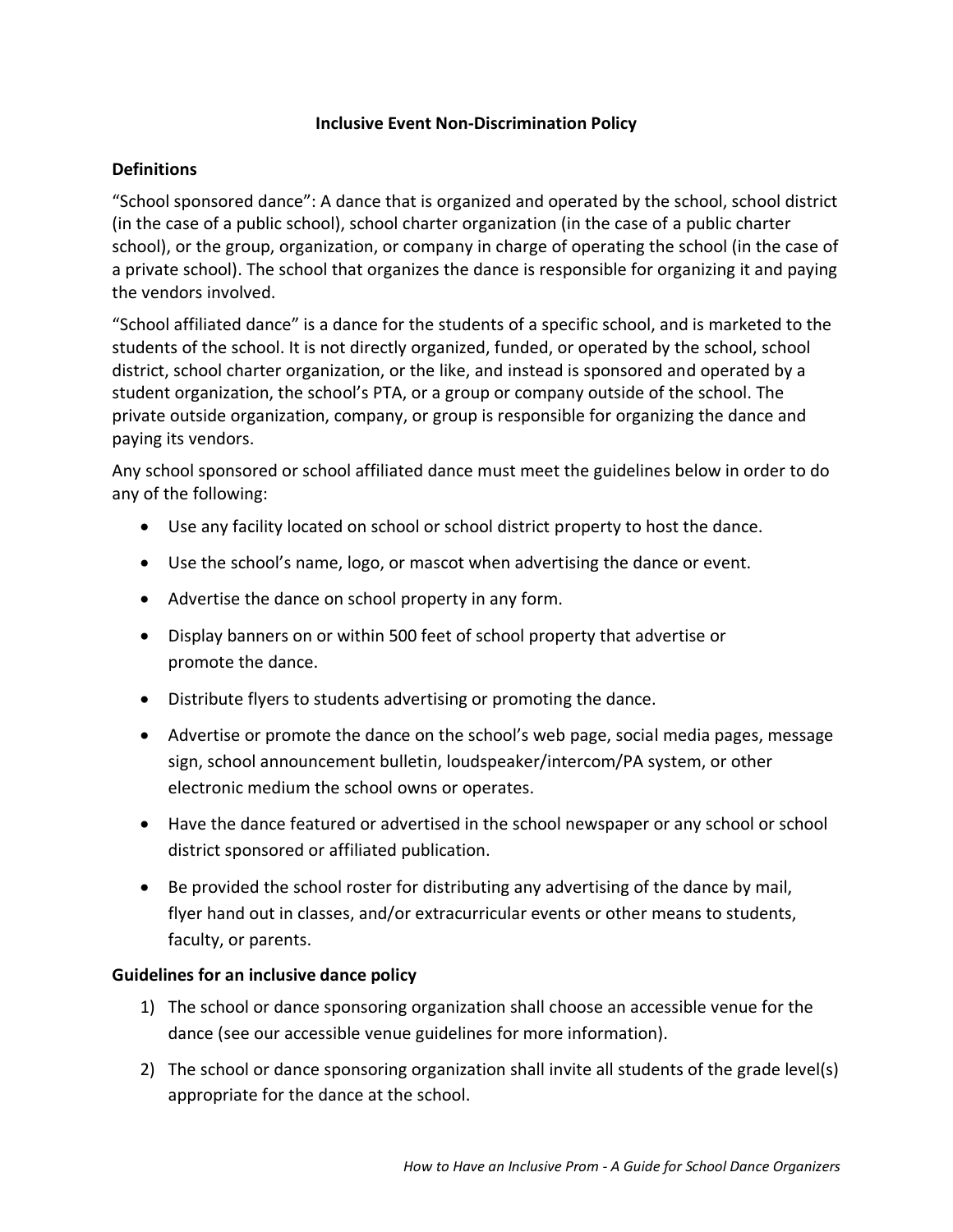## Inclusive Event Non-Discrimination Policy

### Definitions

"School sponsored dance": A dance that is organized and operated by the school, school district (in the case of a public school), school charter organization (in the case of a public charter school), or the group, organization, or company in charge of operating the school (in the case of a private school). The school that organizes the dance is responsible for organizing it and paying the vendors involved.

"School affiliated dance" is a dance for the students of a specific school, and is marketed to the students of the school. It is not directly organized, funded, or operated by the school, school district, school charter organization, or the like, and instead is sponsored and operated by a student organization, the school's PTA, or a group or company outside of the school. The private outside organization, company, or group is responsible for organizing the dance and paying its vendors.

Any school sponsored or school affiliated dance must meet the guidelines below in order to do any of the following:

- Use any facility located on school or school district property to host the dance.
- Use the school's name, logo, or mascot when advertising the dance or event.
- Advertise the dance on school property in any form.
- Display banners on or within 500 feet of school property that advertise or promote the dance.
- Distribute flyers to students advertising or promoting the dance.
- Advertise or promote the dance on the school's web page, social media pages, message sign, school announcement bulletin, loudspeaker/intercom/PA system, or other electronic medium the school owns or operates.
- Have the dance featured or advertised in the school newspaper or any school or school district sponsored or affiliated publication.
- Be provided the school roster for distributing any advertising of the dance by mail, flyer hand out in classes, and/or extracurricular events or other means to students, faculty, or parents.

### Guidelines for an inclusive dance policy

1) The school or dance sponsoring organization shall choose an accessible venue for the dance (see our accessible venue guidelines for more information).
2) The school or dance sponsoring organization shall invite all students of the grade level(s) appropriate for the dance at the school.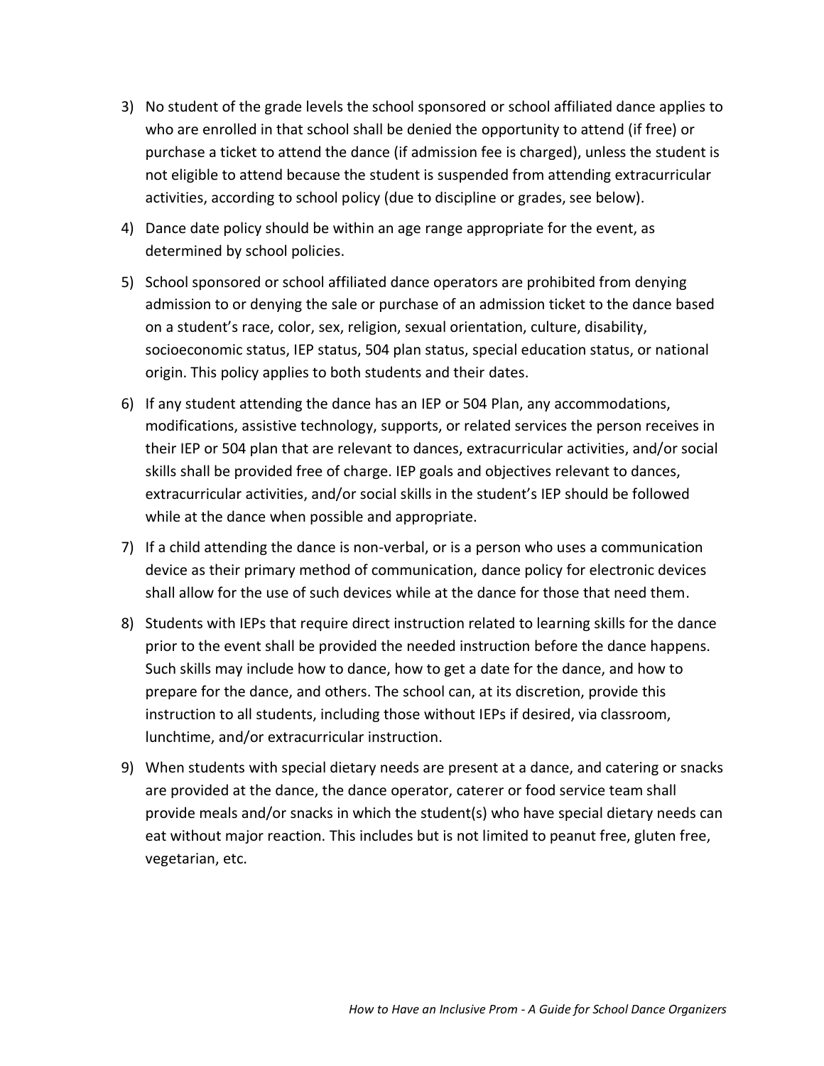3) No student of the grade levels the school sponsored or school affiliated dance applies to who are enrolled in that school shall be denied the opportunity to attend (if free) or purchase a ticket to attend the dance (if admission fee is charged), unless the student is not eligible to attend because the student is suspended from attending extracurricular activities, according to school policy (due to discipline or grades, see below).

4) Dance date policy should be within an age range appropriate for the event, as determined by school policies.

5) School sponsored or school affiliated dance operators are prohibited from denying admission to or denying the sale or purchase of an admission ticket to the dance based on a student's race, color, sex, religion, sexual orientation, culture, disability, socioeconomic status, IEP status, 504 plan status, special education status, or national origin. This policy applies to both students and their dates.

6) If any student attending the dance has an IEP or 504 Plan, any accommodations, modifications, assistive technology, supports, or related services the person receives in their IEP or 504 plan that are relevant to dances, extracurricular activities, and/or social skills shall be provided free of charge. IEP goals and objectives relevant to dances, extracurricular activities, and/or social skills in the student's IEP should be followed while at the dance when possible and appropriate.

7) If a child attending the dance is non-verbal, or is a person who uses a communication device as their primary method of communication, dance policy for electronic devices shall allow for the use of such devices while at the dance for those that need them.

8) Students with IEPs that require direct instruction related to learning skills for the dance prior to the event shall be provided the needed instruction before the dance happens. Such skills may include how to dance, how to get a date for the dance, and how to prepare for the dance, and others. The school can, at its discretion, provide this instruction to all students, including those without IEPs if desired, via classroom, lunchtime, and/or extracurricular instruction.

9) When students with special dietary needs are present at a dance, and catering or snacks are provided at the dance, the dance operator, caterer or food service team shall provide meals and/or snacks in which the student(s) who have special dietary needs can eat without major reaction. This includes but is not limited to peanut free, gluten free, vegetarian, etc.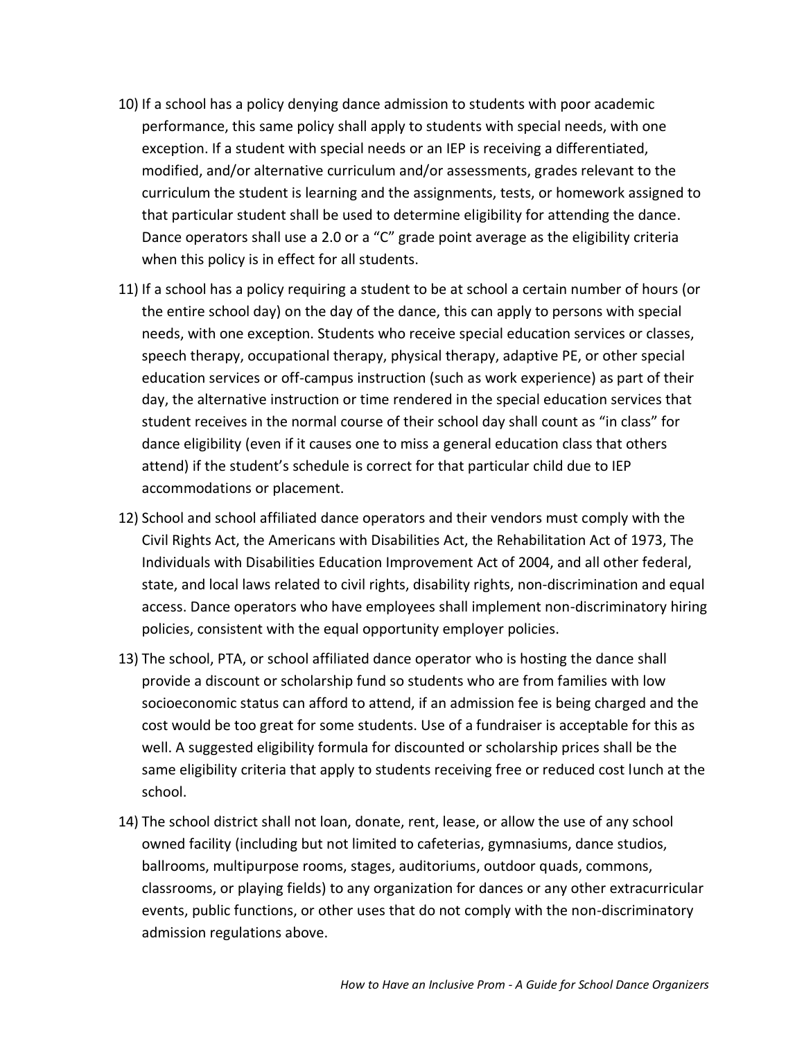10) If a school has a policy denying dance admission to students with poor academic performance, this same policy shall apply to students with special needs, with one exception. If a student with special needs or an IEP is receiving a differentiated, modified, and/or alternative curriculum and/or assessments, grades relevant to the curriculum the student is learning and the assignments, tests, or homework assigned to that particular student shall be used to determine eligibility for attending the dance. Dance operators shall use a 2.0 or a "C" grade point average as the eligibility criteria when this policy is in effect for all students.

11) If a school has a policy requiring a student to be at school a certain number of hours (or the entire school day) on the day of the dance, this can apply to persons with special needs, with one exception. Students who receive special education services or classes, speech therapy, occupational therapy, physical therapy, adaptive PE, or other special education services or off-campus instruction (such as work experience) as part of their day, the alternative instruction or time rendered in the special education services that student receives in the normal course of their school day shall count as "in class" for dance eligibility (even if it causes one to miss a general education class that others attend) if the student's schedule is correct for that particular child due to IEP accommodations or placement.

12) School and school affiliated dance operators and their vendors must comply with the Civil Rights Act, the Americans with Disabilities Act, the Rehabilitation Act of 1973, The Individuals with Disabilities Education Improvement Act of 2004, and all other federal, state, and local laws related to civil rights, disability rights, non-discrimination and equal access. Dance operators who have employees shall implement non-discriminatory hiring policies, consistent with the equal opportunity employer policies.

13) The school, PTA, or school affiliated dance operator who is hosting the dance shall provide a discount or scholarship fund so students who are from families with low socioeconomic status can afford to attend, if an admission fee is being charged and the cost would be too great for some students. Use of a fundraiser is acceptable for this as well. A suggested eligibility formula for discounted or scholarship prices shall be the same eligibility criteria that apply to students receiving free or reduced cost lunch at the school.

14) The school district shall not loan, donate, rent, lease, or allow the use of any school owned facility (including but not limited to cafeterias, gymnasiums, dance studios, ballrooms, multipurpose rooms, stages, auditoriums, outdoor quads, commons, classrooms, or playing fields) to any organization for dances or any other extracurricular events, public functions, or other uses that do not comply with the non-discriminatory admission regulations above.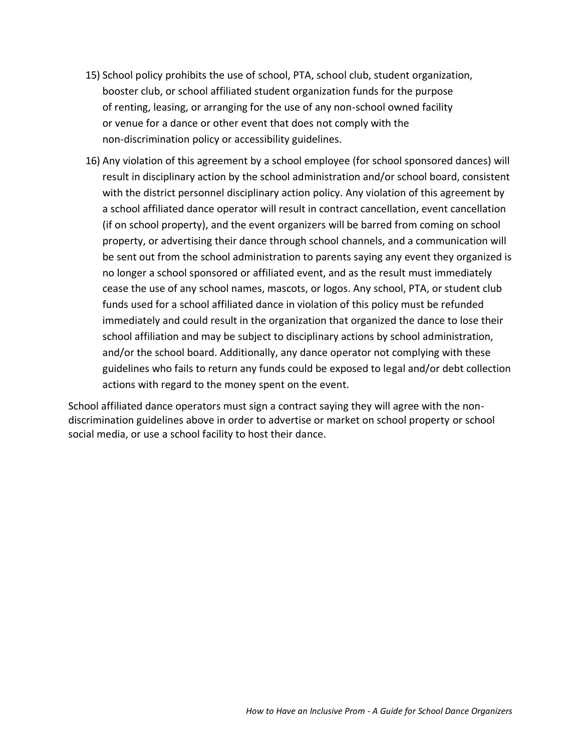15) School policy prohibits the use of school, PTA, school club, student organization, booster club, or school affiliated student organization funds for the purpose of renting, leasing, or arranging for the use of any non-school owned facility or venue for a dance or other event that does not comply with the non-discrimination policy or accessibility guidelines.

16) Any violation of this agreement by a school employee (for school sponsored dances) will result in disciplinary action by the school administration and/or school board, consistent with the district personnel disciplinary action policy. Any violation of this agreement by a school affiliated dance operator will result in contract cancellation, event cancellation (if on school property), and the event organizers will be barred from coming on school property, or advertising their dance through school channels, and a communication will be sent out from the school administration to parents saying any event they organized is no longer a school sponsored or affiliated event, and as the result must immediately cease the use of any school names, mascots, or logos. Any school, PTA, or student club funds used for a school affiliated dance in violation of this policy must be refunded immediately and could result in the organization that organized the dance to lose their school affiliation and may be subject to disciplinary actions by school administration, and/or the school board. Additionally, any dance operator not complying with these guidelines who fails to return any funds could be exposed to legal and/or debt collection actions with regard to the money spent on the event.

School affiliated dance operators must sign a contract saying they will agree with the non-discrimination guidelines above in order to advertise or market on school property or school social media, or use a school facility to host their dance.